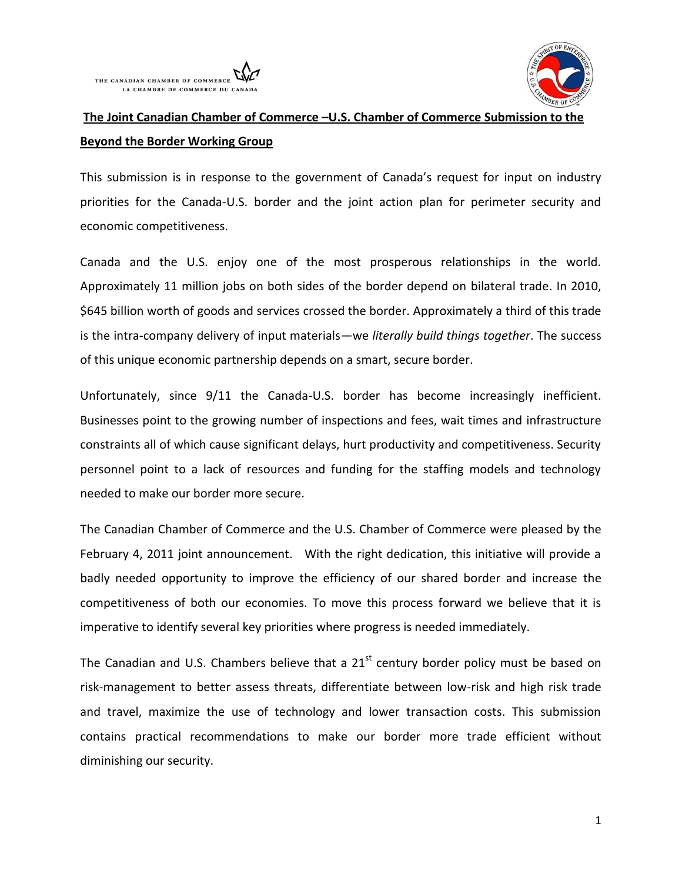THE CANADIAN CHAMBER OF COMMERCE
LA CHAMBRE DE COMMERCE DU CANADA

# The Joint Canadian Chamber of Commerce –U.S. Chamber of Commerce Submission to the Beyond the Border Working Group

This submission is in response to the government of Canada's request for input on industry priorities for the Canada-U.S. border and the joint action plan for perimeter security and economic competitiveness.

Canada and the U.S. enjoy one of the most prosperous relationships in the world. Approximately 11 million jobs on both sides of the border depend on bilateral trade. In 2010, $645 billion worth of goods and services crossed the border. Approximately a third of this trade is the intra-company delivery of input materials—we *literally build things together*. The success of this unique economic partnership depends on a smart, secure border.

Unfortunately, since 9/11 the Canada-U.S. border has become increasingly inefficient. Businesses point to the growing number of inspections and fees, wait times and infrastructure constraints all of which cause significant delays, hurt productivity and competitiveness. Security personnel point to a lack of resources and funding for the staffing models and technology needed to make our border more secure.

The Canadian Chamber of Commerce and the U.S. Chamber of Commerce were pleased by the February 4, 2011 joint announcement. With the right dedication, this initiative will provide a badly needed opportunity to improve the efficiency of our shared border and increase the competitiveness of both our economies. To move this process forward we believe that it is imperative to identify several key priorities where progress is needed immediately.

The Canadian and U.S. Chambers believe that a 21st century border policy must be based on risk-management to better assess threats, differentiate between low-risk and high risk trade and travel, maximize the use of technology and lower transaction costs. This submission contains practical recommendations to make our border more trade efficient without diminishing our security.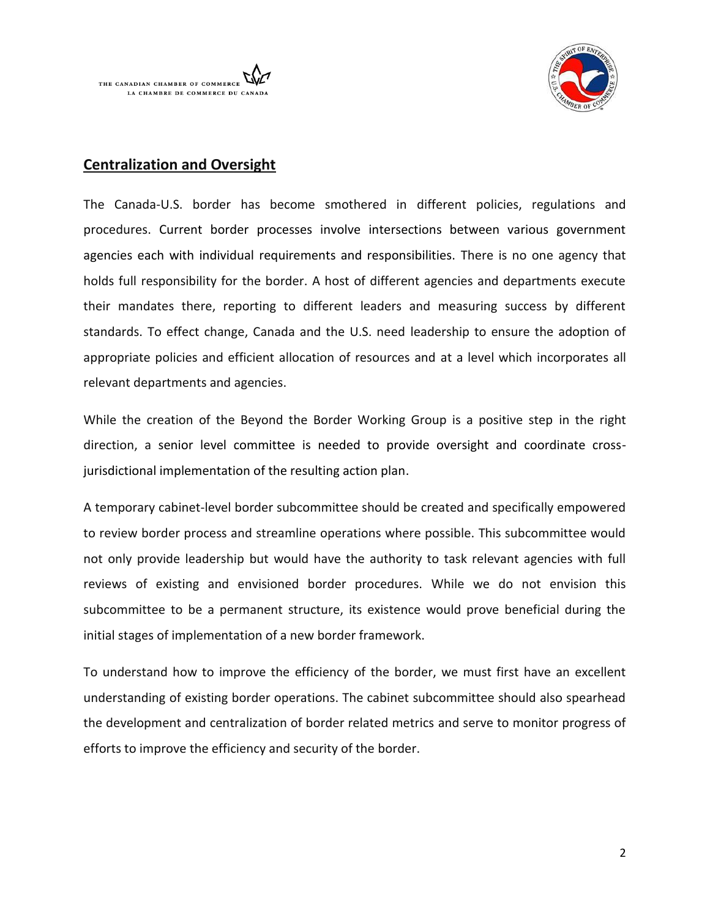## Centralization and Oversight

The Canada-U.S. border has become smothered in different policies, regulations and procedures. Current border processes involve intersections between various government agencies each with individual requirements and responsibilities. There is no one agency that holds full responsibility for the border. A host of different agencies and departments execute their mandates there, reporting to different leaders and measuring success by different standards. To effect change, Canada and the U.S. need leadership to ensure the adoption of appropriate policies and efficient allocation of resources and at a level which incorporates all relevant departments and agencies.

While the creation of the Beyond the Border Working Group is a positive step in the right direction, a senior level committee is needed to provide oversight and coordinate cross-jurisdictional implementation of the resulting action plan.

A temporary cabinet-level border subcommittee should be created and specifically empowered to review border process and streamline operations where possible. This subcommittee would not only provide leadership but would have the authority to task relevant agencies with full reviews of existing and envisioned border procedures. While we do not envision this subcommittee to be a permanent structure, its existence would prove beneficial during the initial stages of implementation of a new border framework.

To understand how to improve the efficiency of the border, we must first have an excellent understanding of existing border operations. The cabinet subcommittee should also spearhead the development and centralization of border related metrics and serve to monitor progress of efforts to improve the efficiency and security of the border.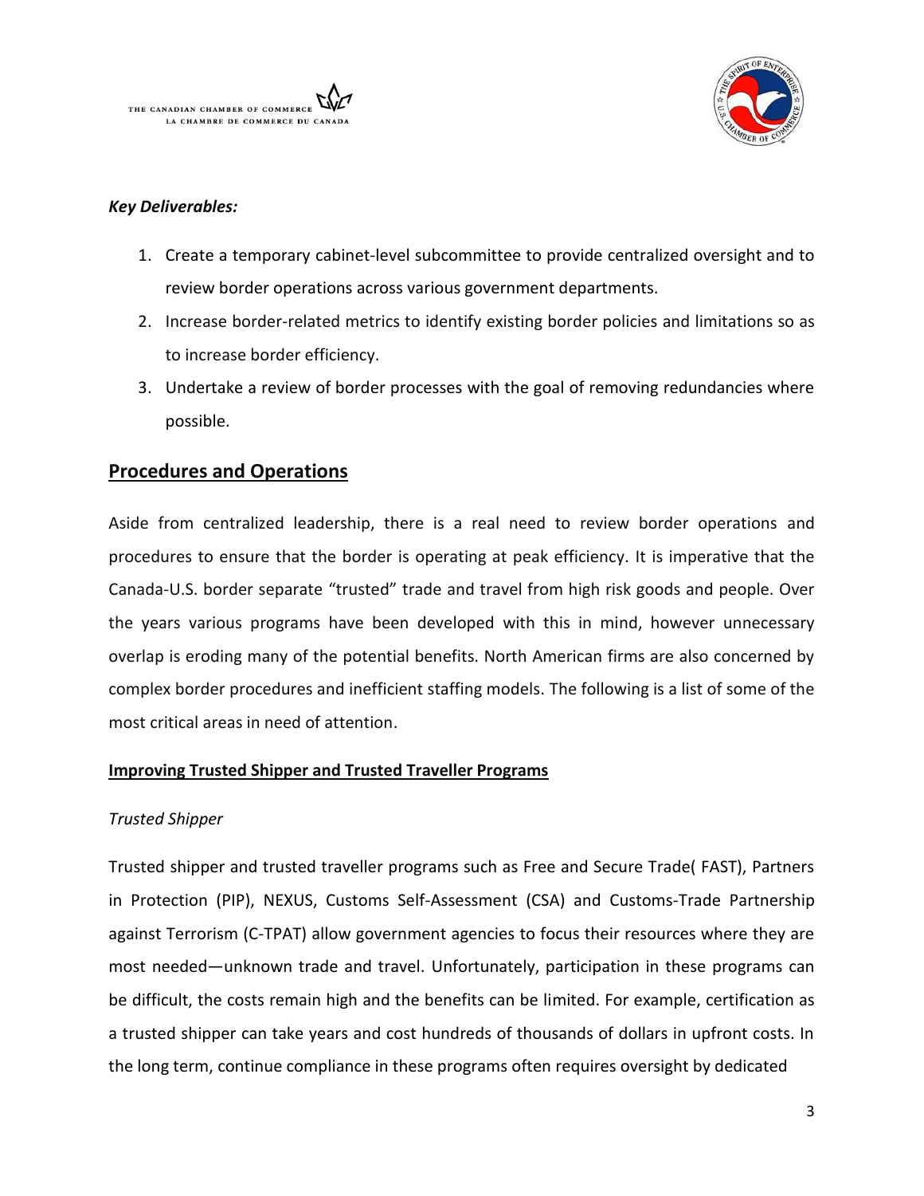*Key Deliverables:*

1. Create a temporary cabinet-level subcommittee to provide centralized oversight and to review border operations across various government departments.
2. Increase border-related metrics to identify existing border policies and limitations so as to increase border efficiency.
3. Undertake a review of border processes with the goal of removing redundancies where possible.

## Procedures and Operations

Aside from centralized leadership, there is a real need to review border operations and procedures to ensure that the border is operating at peak efficiency. It is imperative that the Canada-U.S. border separate "trusted" trade and travel from high risk goods and people. Over the years various programs have been developed with this in mind, however unnecessary overlap is eroding many of the potential benefits. North American firms are also concerned by complex border procedures and inefficient staffing models. The following is a list of some of the most critical areas in need of attention.

### Improving Trusted Shipper and Trusted Traveller Programs

*Trusted Shipper*

Trusted shipper and trusted traveller programs such as Free and Secure Trade( FAST), Partners in Protection (PIP), NEXUS, Customs Self-Assessment (CSA) and Customs-Trade Partnership against Terrorism (C-TPAT) allow government agencies to focus their resources where they are most needed—unknown trade and travel. Unfortunately, participation in these programs can be difficult, the costs remain high and the benefits can be limited. For example, certification as a trusted shipper can take years and cost hundreds of thousands of dollars in upfront costs. In the long term, continue compliance in these programs often requires oversight by dedicated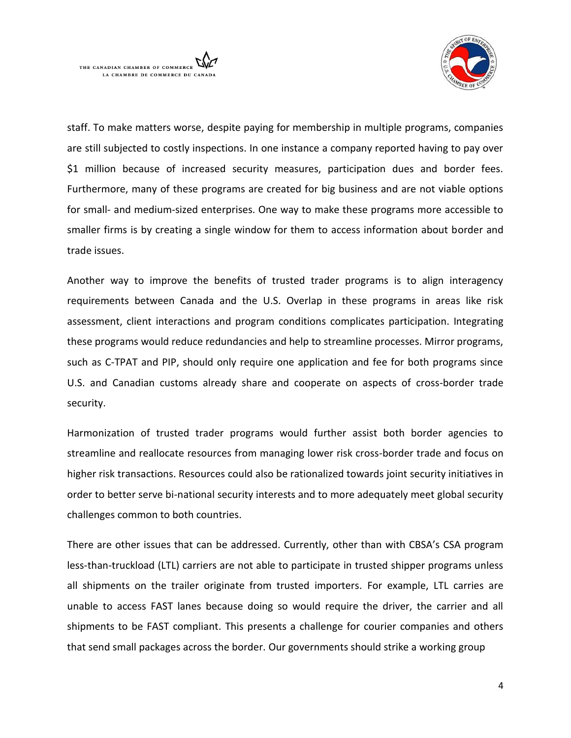staff. To make matters worse, despite paying for membership in multiple programs, companies are still subjected to costly inspections. In one instance a company reported having to pay over $1 million because of increased security measures, participation dues and border fees. Furthermore, many of these programs are created for big business and are not viable options for small- and medium-sized enterprises. One way to make these programs more accessible to smaller firms is by creating a single window for them to access information about border and trade issues.

Another way to improve the benefits of trusted trader programs is to align interagency requirements between Canada and the U.S. Overlap in these programs in areas like risk assessment, client interactions and program conditions complicates participation. Integrating these programs would reduce redundancies and help to streamline processes. Mirror programs, such as C-TPAT and PIP, should only require one application and fee for both programs since U.S. and Canadian customs already share and cooperate on aspects of cross-border trade security.

Harmonization of trusted trader programs would further assist both border agencies to streamline and reallocate resources from managing lower risk cross-border trade and focus on higher risk transactions. Resources could also be rationalized towards joint security initiatives in order to better serve bi-national security interests and to more adequately meet global security challenges common to both countries.

There are other issues that can be addressed. Currently, other than with CBSA's CSA program less-than-truckload (LTL) carriers are not able to participate in trusted shipper programs unless all shipments on the trailer originate from trusted importers. For example, LTL carries are unable to access FAST lanes because doing so would require the driver, the carrier and all shipments to be FAST compliant. This presents a challenge for courier companies and others that send small packages across the border. Our governments should strike a working group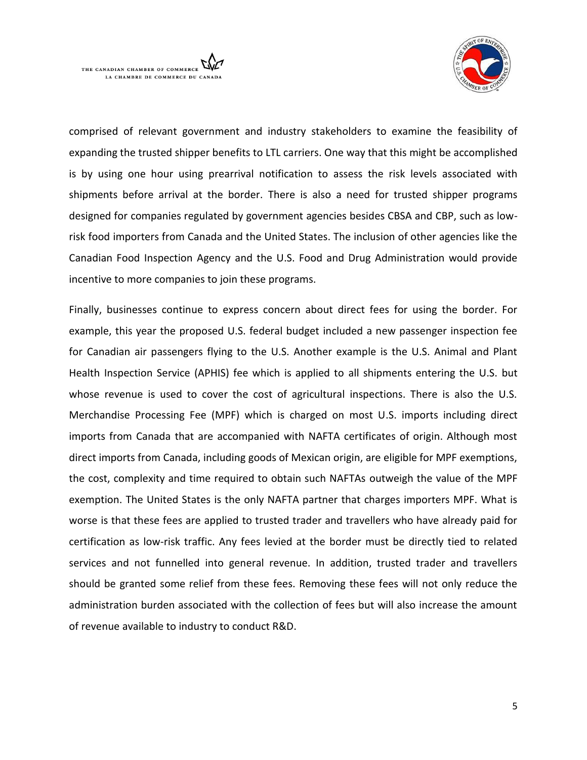comprised of relevant government and industry stakeholders to examine the feasibility of expanding the trusted shipper benefits to LTL carriers. One way that this might be accomplished is by using one hour using prearrival notification to assess the risk levels associated with shipments before arrival at the border. There is also a need for trusted shipper programs designed for companies regulated by government agencies besides CBSA and CBP, such as low-risk food importers from Canada and the United States. The inclusion of other agencies like the Canadian Food Inspection Agency and the U.S. Food and Drug Administration would provide incentive to more companies to join these programs.

Finally, businesses continue to express concern about direct fees for using the border. For example, this year the proposed U.S. federal budget included a new passenger inspection fee for Canadian air passengers flying to the U.S. Another example is the U.S. Animal and Plant Health Inspection Service (APHIS) fee which is applied to all shipments entering the U.S. but whose revenue is used to cover the cost of agricultural inspections. There is also the U.S. Merchandise Processing Fee (MPF) which is charged on most U.S. imports including direct imports from Canada that are accompanied with NAFTA certificates of origin. Although most direct imports from Canada, including goods of Mexican origin, are eligible for MPF exemptions, the cost, complexity and time required to obtain such NAFTAs outweigh the value of the MPF exemption. The United States is the only NAFTA partner that charges importers MPF. What is worse is that these fees are applied to trusted trader and travellers who have already paid for certification as low-risk traffic. Any fees levied at the border must be directly tied to related services and not funnelled into general revenue. In addition, trusted trader and travellers should be granted some relief from these fees. Removing these fees will not only reduce the administration burden associated with the collection of fees but will also increase the amount of revenue available to industry to conduct R&D.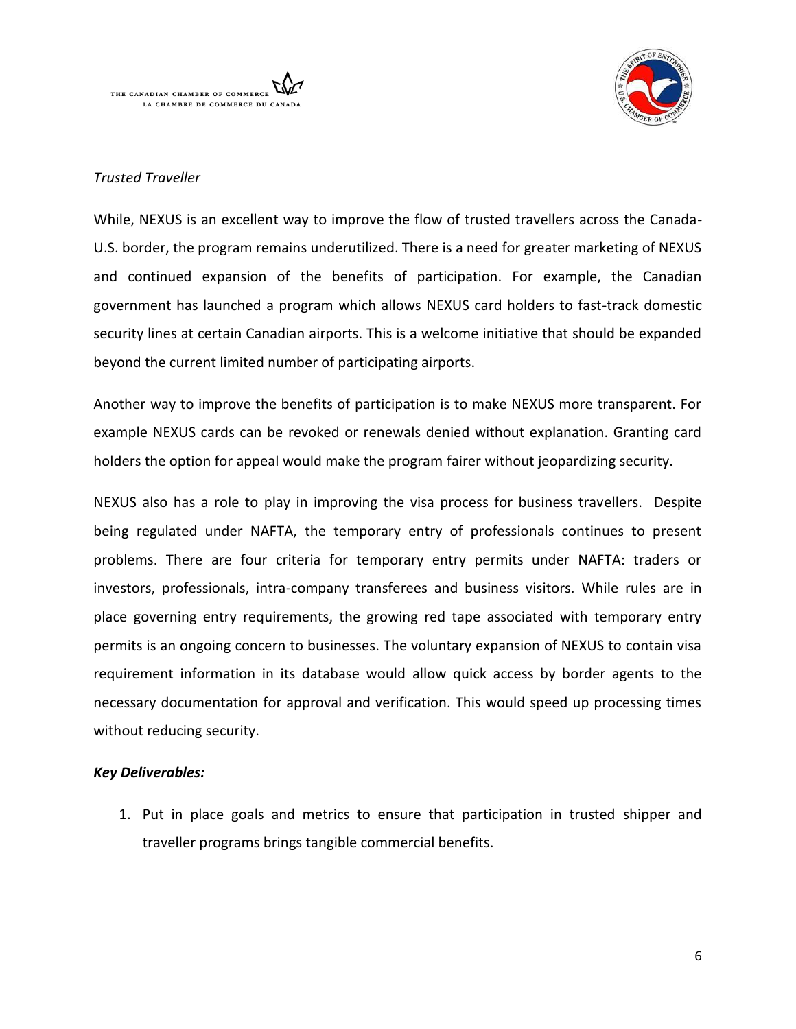*Trusted Traveller*

While, NEXUS is an excellent way to improve the flow of trusted travellers across the Canada-U.S. border, the program remains underutilized. There is a need for greater marketing of NEXUS and continued expansion of the benefits of participation. For example, the Canadian government has launched a program which allows NEXUS card holders to fast-track domestic security lines at certain Canadian airports. This is a welcome initiative that should be expanded beyond the current limited number of participating airports.

Another way to improve the benefits of participation is to make NEXUS more transparent. For example NEXUS cards can be revoked or renewals denied without explanation. Granting card holders the option for appeal would make the program fairer without jeopardizing security.

NEXUS also has a role to play in improving the visa process for business travellers. Despite being regulated under NAFTA, the temporary entry of professionals continues to present problems. There are four criteria for temporary entry permits under NAFTA: traders or investors, professionals, intra-company transferees and business visitors. While rules are in place governing entry requirements, the growing red tape associated with temporary entry permits is an ongoing concern to businesses. The voluntary expansion of NEXUS to contain visa requirement information in its database would allow quick access by border agents to the necessary documentation for approval and verification. This would speed up processing times without reducing security.

***Key Deliverables:***

1. Put in place goals and metrics to ensure that participation in trusted shipper and traveller programs brings tangible commercial benefits.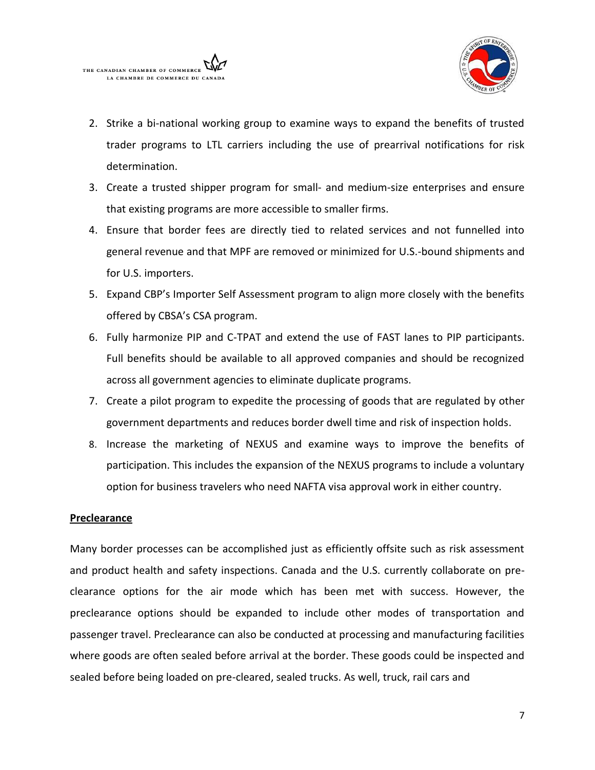2. Strike a bi-national working group to examine ways to expand the benefits of trusted trader programs to LTL carriers including the use of prearrival notifications for risk determination.
3. Create a trusted shipper program for small- and medium-size enterprises and ensure that existing programs are more accessible to smaller firms.
4. Ensure that border fees are directly tied to related services and not funnelled into general revenue and that MPF are removed or minimized for U.S.-bound shipments and for U.S. importers.
5. Expand CBP's Importer Self Assessment program to align more closely with the benefits offered by CBSA's CSA program.
6. Fully harmonize PIP and C-TPAT and extend the use of FAST lanes to PIP participants. Full benefits should be available to all approved companies and should be recognized across all government agencies to eliminate duplicate programs.
7. Create a pilot program to expedite the processing of goods that are regulated by other government departments and reduces border dwell time and risk of inspection holds.
8. Increase the marketing of NEXUS and examine ways to improve the benefits of participation. This includes the expansion of the NEXUS programs to include a voluntary option for business travelers who need NAFTA visa approval work in either country.

**Preclearance**

Many border processes can be accomplished just as efficiently offsite such as risk assessment and product health and safety inspections. Canada and the U.S. currently collaborate on pre-clearance options for the air mode which has been met with success. However, the preclearance options should be expanded to include other modes of transportation and passenger travel. Preclearance can also be conducted at processing and manufacturing facilities where goods are often sealed before arrival at the border. These goods could be inspected and sealed before being loaded on pre-cleared, sealed trucks. As well, truck, rail cars and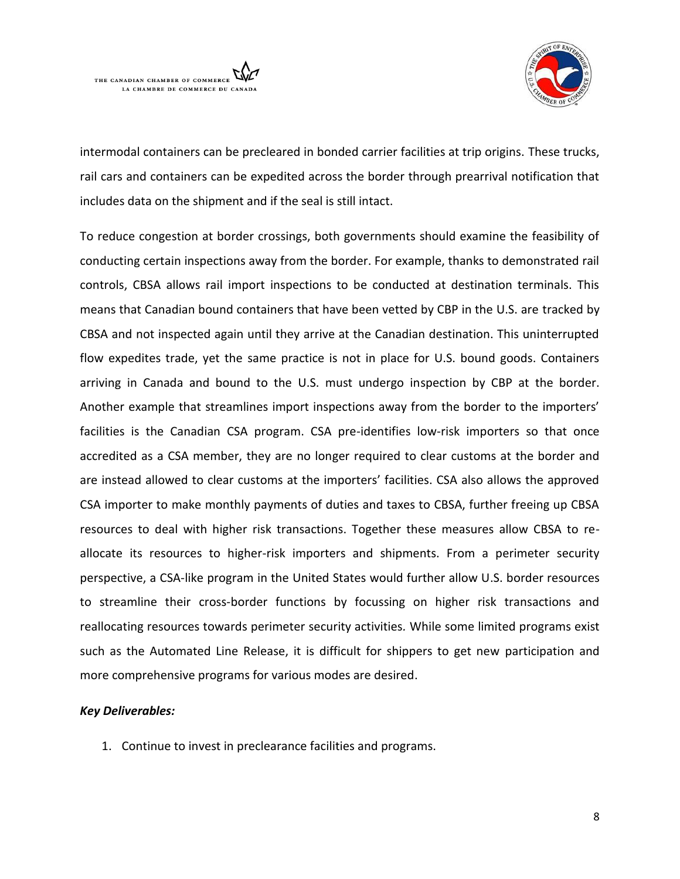intermodal containers can be precleared in bonded carrier facilities at trip origins. These trucks, rail cars and containers can be expedited across the border through prearrival notification that includes data on the shipment and if the seal is still intact.

To reduce congestion at border crossings, both governments should examine the feasibility of conducting certain inspections away from the border. For example, thanks to demonstrated rail controls, CBSA allows rail import inspections to be conducted at destination terminals. This means that Canadian bound containers that have been vetted by CBP in the U.S. are tracked by CBSA and not inspected again until they arrive at the Canadian destination. This uninterrupted flow expedites trade, yet the same practice is not in place for U.S. bound goods. Containers arriving in Canada and bound to the U.S. must undergo inspection by CBP at the border. Another example that streamlines import inspections away from the border to the importers' facilities is the Canadian CSA program. CSA pre-identifies low-risk importers so that once accredited as a CSA member, they are no longer required to clear customs at the border and are instead allowed to clear customs at the importers' facilities. CSA also allows the approved CSA importer to make monthly payments of duties and taxes to CBSA, further freeing up CBSA resources to deal with higher risk transactions. Together these measures allow CBSA to re-allocate its resources to higher-risk importers and shipments. From a perimeter security perspective, a CSA-like program in the United States would further allow U.S. border resources to streamline their cross-border functions by focussing on higher risk transactions and reallocating resources towards perimeter security activities. While some limited programs exist such as the Automated Line Release, it is difficult for shippers to get new participation and more comprehensive programs for various modes are desired.

***Key Deliverables:***

1. Continue to invest in preclearance facilities and programs.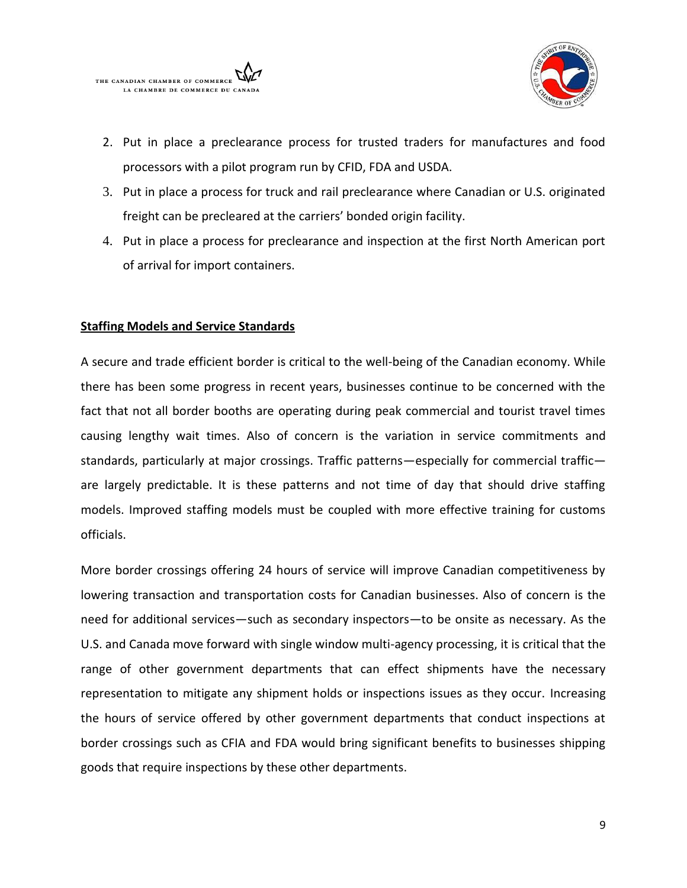2. Put in place a preclearance process for trusted traders for manufactures and food processors with a pilot program run by CFID, FDA and USDA.
3. Put in place a process for truck and rail preclearance where Canadian or U.S. originated freight can be precleared at the carriers' bonded origin facility.
4. Put in place a process for preclearance and inspection at the first North American port of arrival for import containers.

**Staffing Models and Service Standards**

A secure and trade efficient border is critical to the well-being of the Canadian economy. While there has been some progress in recent years, businesses continue to be concerned with the fact that not all border booths are operating during peak commercial and tourist travel times causing lengthy wait times. Also of concern is the variation in service commitments and standards, particularly at major crossings. Traffic patterns—especially for commercial traffic—are largely predictable. It is these patterns and not time of day that should drive staffing models. Improved staffing models must be coupled with more effective training for customs officials.

More border crossings offering 24 hours of service will improve Canadian competitiveness by lowering transaction and transportation costs for Canadian businesses. Also of concern is the need for additional services—such as secondary inspectors—to be onsite as necessary. As the U.S. and Canada move forward with single window multi-agency processing, it is critical that the range of other government departments that can effect shipments have the necessary representation to mitigate any shipment holds or inspections issues as they occur. Increasing the hours of service offered by other government departments that conduct inspections at border crossings such as CFIA and FDA would bring significant benefits to businesses shipping goods that require inspections by these other departments.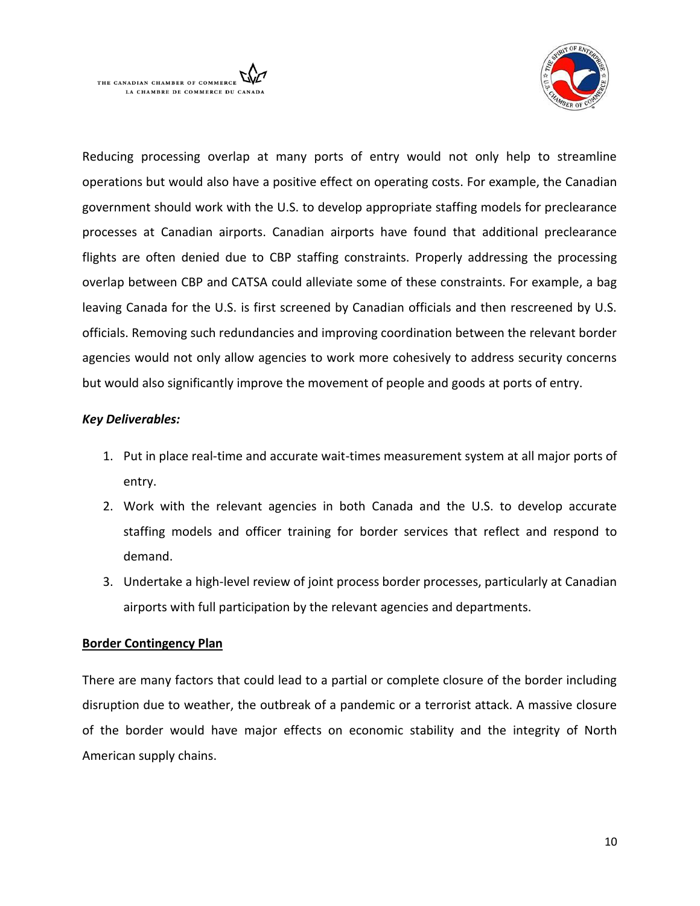Reducing processing overlap at many ports of entry would not only help to streamline operations but would also have a positive effect on operating costs. For example, the Canadian government should work with the U.S. to develop appropriate staffing models for preclearance processes at Canadian airports. Canadian airports have found that additional preclearance flights are often denied due to CBP staffing constraints. Properly addressing the processing overlap between CBP and CATSA could alleviate some of these constraints. For example, a bag leaving Canada for the U.S. is first screened by Canadian officials and then rescreened by U.S. officials. Removing such redundancies and improving coordination between the relevant border agencies would not only allow agencies to work more cohesively to address security concerns but would also significantly improve the movement of people and goods at ports of entry.

***Key Deliverables:***

1. Put in place real-time and accurate wait-times measurement system at all major ports of entry.
2. Work with the relevant agencies in both Canada and the U.S. to develop accurate staffing models and officer training for border services that reflect and respond to demand.
3. Undertake a high-level review of joint process border processes, particularly at Canadian airports with full participation by the relevant agencies and departments.

## Border Contingency Plan

There are many factors that could lead to a partial or complete closure of the border including disruption due to weather, the outbreak of a pandemic or a terrorist attack. A massive closure of the border would have major effects on economic stability and the integrity of North American supply chains.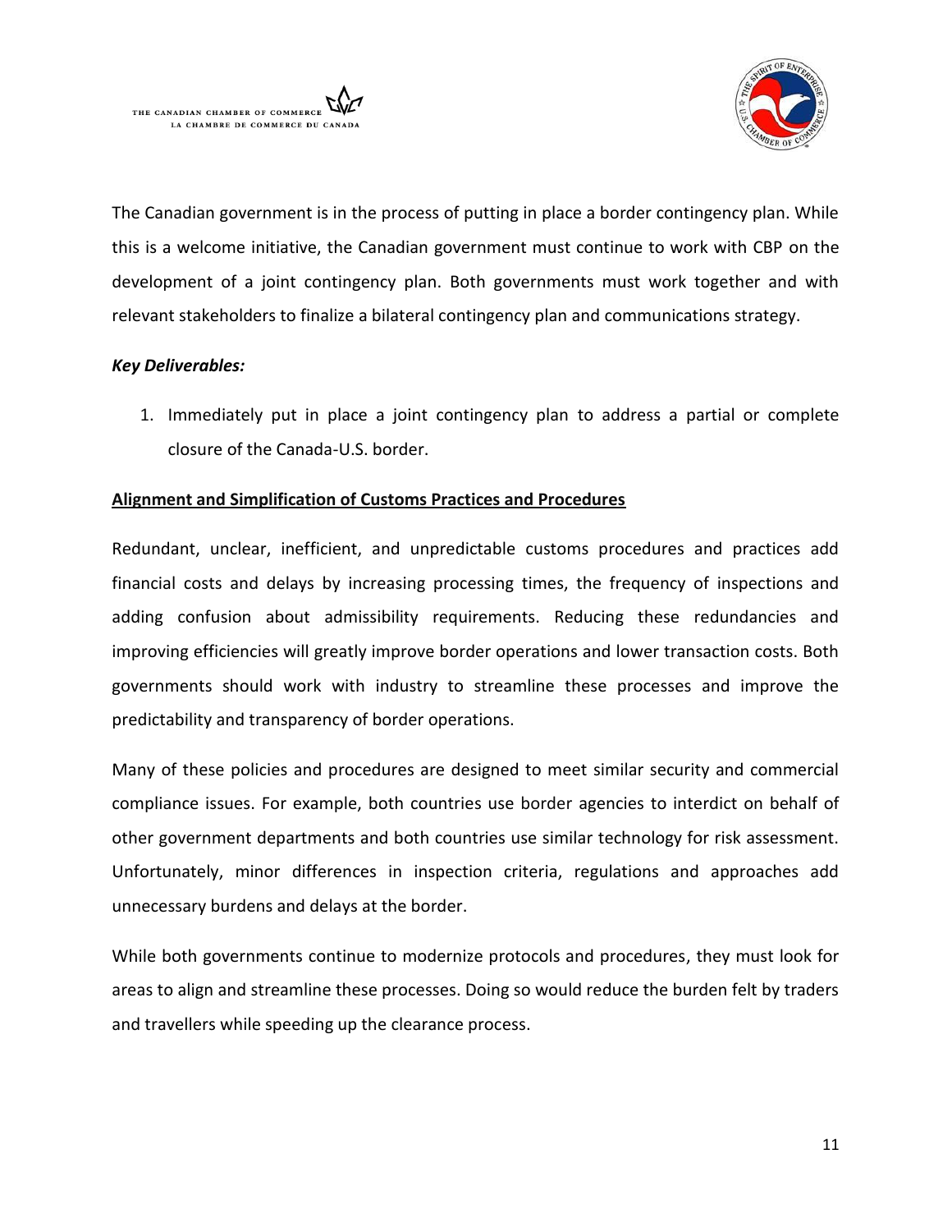The Canadian government is in the process of putting in place a border contingency plan. While this is a welcome initiative, the Canadian government must continue to work with CBP on the development of a joint contingency plan. Both governments must work together and with relevant stakeholders to finalize a bilateral contingency plan and communications strategy.

***Key Deliverables:***

1. Immediately put in place a joint contingency plan to address a partial or complete closure of the Canada-U.S. border.

**Alignment and Simplification of Customs Practices and Procedures**

Redundant, unclear, inefficient, and unpredictable customs procedures and practices add financial costs and delays by increasing processing times, the frequency of inspections and adding confusion about admissibility requirements. Reducing these redundancies and improving efficiencies will greatly improve border operations and lower transaction costs. Both governments should work with industry to streamline these processes and improve the predictability and transparency of border operations.

Many of these policies and procedures are designed to meet similar security and commercial compliance issues. For example, both countries use border agencies to interdict on behalf of other government departments and both countries use similar technology for risk assessment. Unfortunately, minor differences in inspection criteria, regulations and approaches add unnecessary burdens and delays at the border.

While both governments continue to modernize protocols and procedures, they must look for areas to align and streamline these processes. Doing so would reduce the burden felt by traders and travellers while speeding up the clearance process.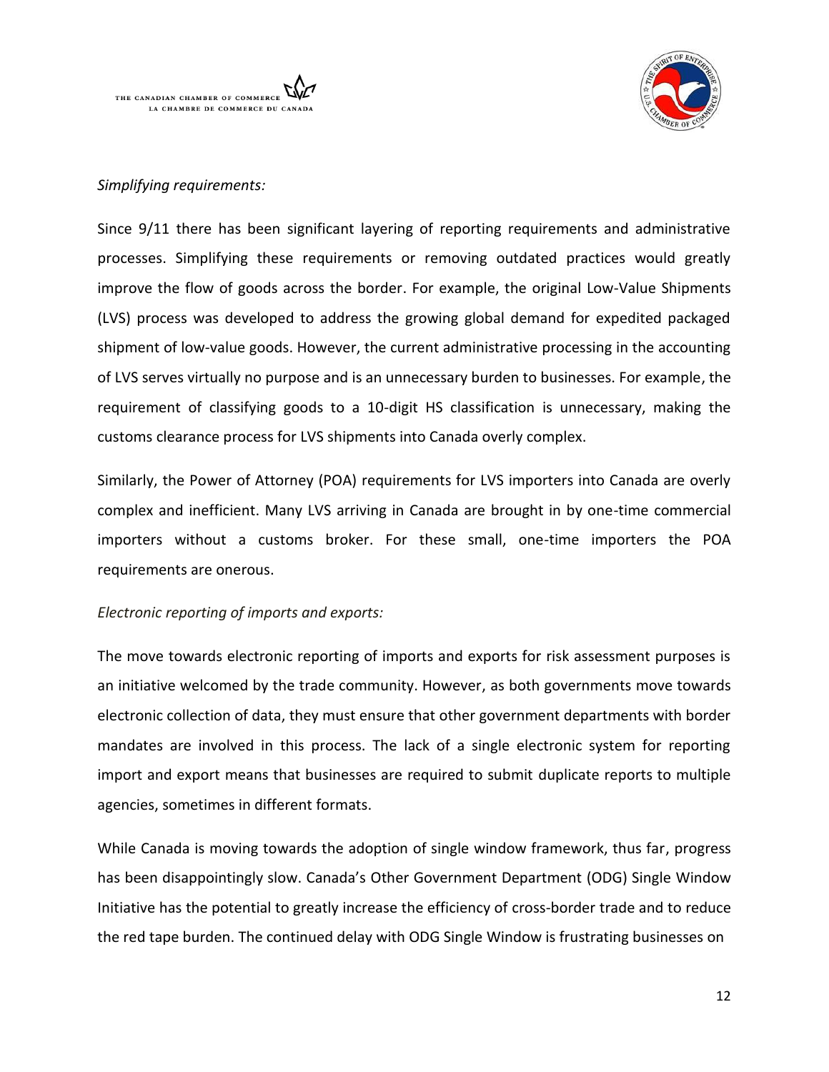*Simplifying requirements:*

Since 9/11 there has been significant layering of reporting requirements and administrative processes. Simplifying these requirements or removing outdated practices would greatly improve the flow of goods across the border. For example, the original Low-Value Shipments (LVS) process was developed to address the growing global demand for expedited packaged shipment of low-value goods. However, the current administrative processing in the accounting of LVS serves virtually no purpose and is an unnecessary burden to businesses. For example, the requirement of classifying goods to a 10-digit HS classification is unnecessary, making the customs clearance process for LVS shipments into Canada overly complex.

Similarly, the Power of Attorney (POA) requirements for LVS importers into Canada are overly complex and inefficient. Many LVS arriving in Canada are brought in by one-time commercial importers without a customs broker. For these small, one-time importers the POA requirements are onerous.

*Electronic reporting of imports and exports:*

The move towards electronic reporting of imports and exports for risk assessment purposes is an initiative welcomed by the trade community. However, as both governments move towards electronic collection of data, they must ensure that other government departments with border mandates are involved in this process. The lack of a single electronic system for reporting import and export means that businesses are required to submit duplicate reports to multiple agencies, sometimes in different formats.

While Canada is moving towards the adoption of single window framework, thus far, progress has been disappointingly slow. Canada's Other Government Department (ODG) Single Window Initiative has the potential to greatly increase the efficiency of cross-border trade and to reduce the red tape burden. The continued delay with ODG Single Window is frustrating businesses on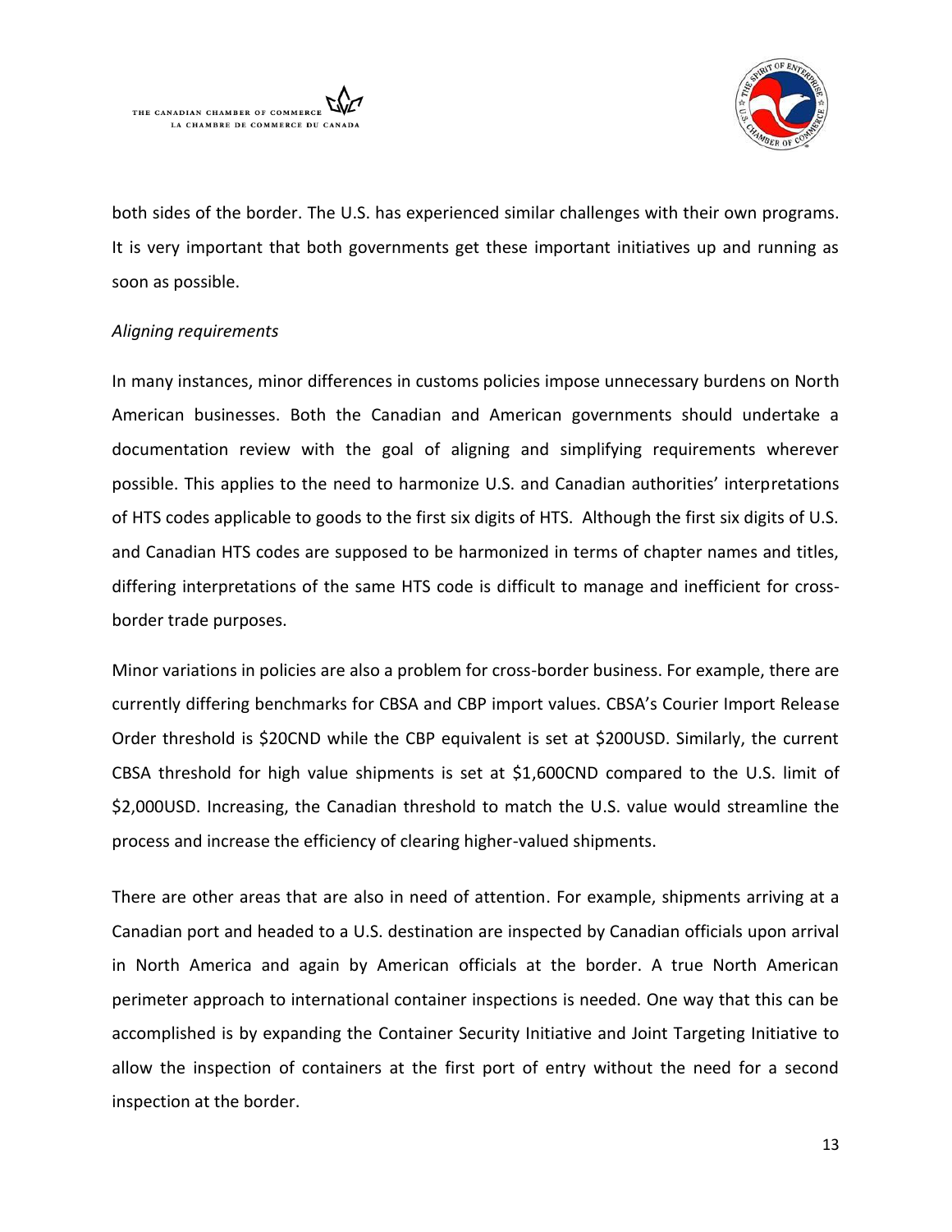both sides of the border. The U.S. has experienced similar challenges with their own programs. It is very important that both governments get these important initiatives up and running as soon as possible.

*Aligning requirements*

In many instances, minor differences in customs policies impose unnecessary burdens on North American businesses. Both the Canadian and American governments should undertake a documentation review with the goal of aligning and simplifying requirements wherever possible. This applies to the need to harmonize U.S. and Canadian authorities' interpretations of HTS codes applicable to goods to the first six digits of HTS. Although the first six digits of U.S. and Canadian HTS codes are supposed to be harmonized in terms of chapter names and titles, differing interpretations of the same HTS code is difficult to manage and inefficient for cross-border trade purposes.

Minor variations in policies are also a problem for cross-border business. For example, there are currently differing benchmarks for CBSA and CBP import values. CBSA's Courier Import Release Order threshold is $20CND while the CBP equivalent is set at $200USD. Similarly, the current CBSA threshold for high value shipments is set at $1,600CND compared to the U.S. limit of $2,000USD. Increasing, the Canadian threshold to match the U.S. value would streamline the process and increase the efficiency of clearing higher-valued shipments.

There are other areas that are also in need of attention. For example, shipments arriving at a Canadian port and headed to a U.S. destination are inspected by Canadian officials upon arrival in North America and again by American officials at the border. A true North American perimeter approach to international container inspections is needed. One way that this can be accomplished is by expanding the Container Security Initiative and Joint Targeting Initiative to allow the inspection of containers at the first port of entry without the need for a second inspection at the border.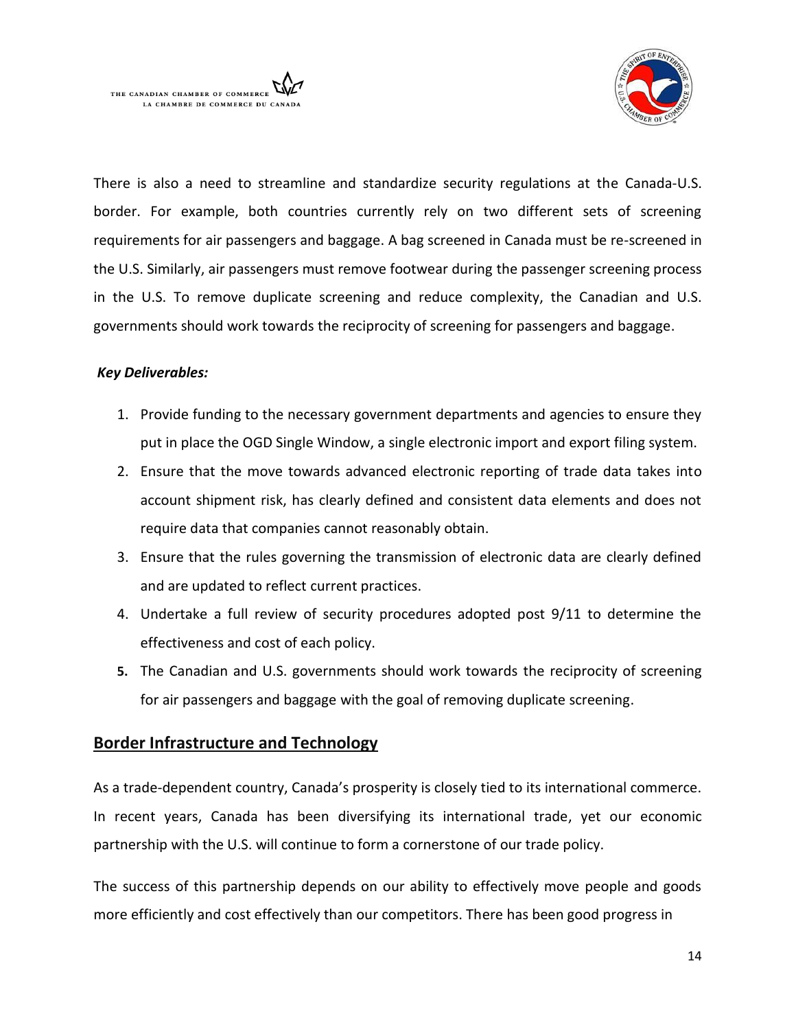There is also a need to streamline and standardize security regulations at the Canada-U.S. border. For example, both countries currently rely on two different sets of screening requirements for air passengers and baggage. A bag screened in Canada must be re-screened in the U.S. Similarly, air passengers must remove footwear during the passenger screening process in the U.S. To remove duplicate screening and reduce complexity, the Canadian and U.S. governments should work towards the reciprocity of screening for passengers and baggage.

***Key Deliverables:***

1. Provide funding to the necessary government departments and agencies to ensure they put in place the OGD Single Window, a single electronic import and export filing system.
2. Ensure that the move towards advanced electronic reporting of trade data takes into account shipment risk, has clearly defined and consistent data elements and does not require data that companies cannot reasonably obtain.
3. Ensure that the rules governing the transmission of electronic data are clearly defined and are updated to reflect current practices.
4. Undertake a full review of security procedures adopted post 9/11 to determine the effectiveness and cost of each policy.
5. The Canadian and U.S. governments should work towards the reciprocity of screening for air passengers and baggage with the goal of removing duplicate screening.

## Border Infrastructure and Technology

As a trade-dependent country, Canada's prosperity is closely tied to its international commerce. In recent years, Canada has been diversifying its international trade, yet our economic partnership with the U.S. will continue to form a cornerstone of our trade policy.

The success of this partnership depends on our ability to effectively move people and goods more efficiently and cost effectively than our competitors. There has been good progress in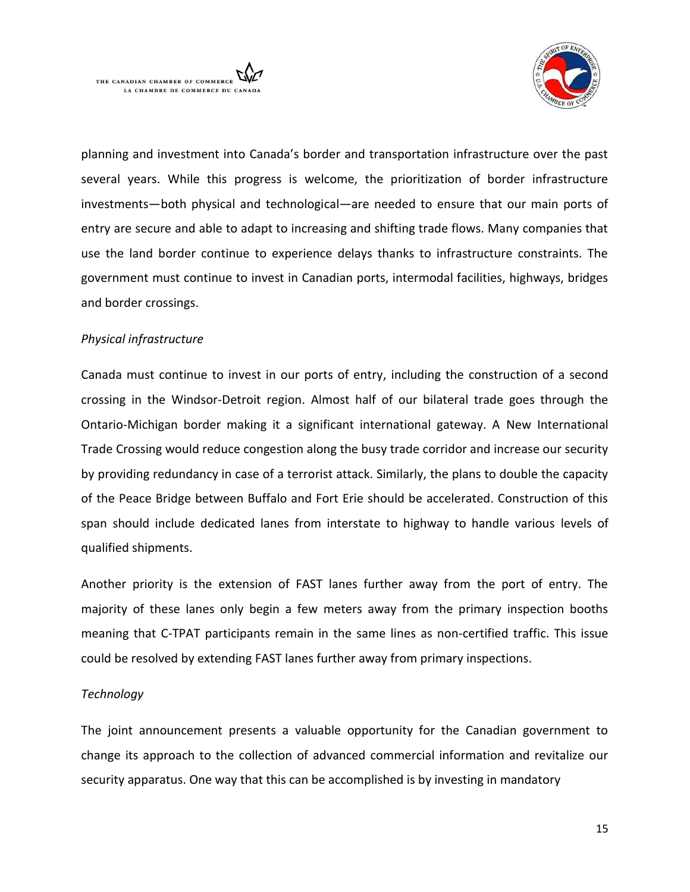planning and investment into Canada's border and transportation infrastructure over the past several years. While this progress is welcome, the prioritization of border infrastructure investments—both physical and technological—are needed to ensure that our main ports of entry are secure and able to adapt to increasing and shifting trade flows. Many companies that use the land border continue to experience delays thanks to infrastructure constraints. The government must continue to invest in Canadian ports, intermodal facilities, highways, bridges and border crossings.

*Physical infrastructure*

Canada must continue to invest in our ports of entry, including the construction of a second crossing in the Windsor-Detroit region. Almost half of our bilateral trade goes through the Ontario-Michigan border making it a significant international gateway. A New International Trade Crossing would reduce congestion along the busy trade corridor and increase our security by providing redundancy in case of a terrorist attack. Similarly, the plans to double the capacity of the Peace Bridge between Buffalo and Fort Erie should be accelerated. Construction of this span should include dedicated lanes from interstate to highway to handle various levels of qualified shipments.

Another priority is the extension of FAST lanes further away from the port of entry. The majority of these lanes only begin a few meters away from the primary inspection booths meaning that C-TPAT participants remain in the same lines as non-certified traffic. This issue could be resolved by extending FAST lanes further away from primary inspections.

*Technology*

The joint announcement presents a valuable opportunity for the Canadian government to change its approach to the collection of advanced commercial information and revitalize our security apparatus. One way that this can be accomplished is by investing in mandatory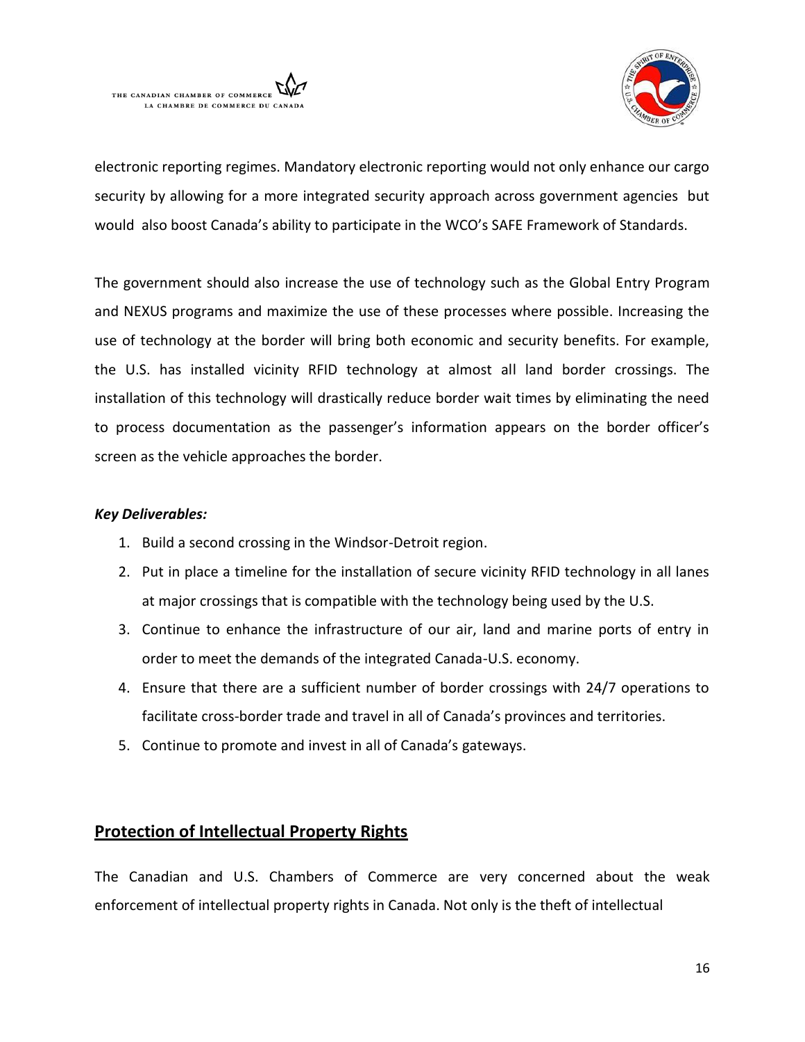electronic reporting regimes. Mandatory electronic reporting would not only enhance our cargo security by allowing for a more integrated security approach across government agencies but would also boost Canada's ability to participate in the WCO's SAFE Framework of Standards.

The government should also increase the use of technology such as the Global Entry Program and NEXUS programs and maximize the use of these processes where possible. Increasing the use of technology at the border will bring both economic and security benefits. For example, the U.S. has installed vicinity RFID technology at almost all land border crossings. The installation of this technology will drastically reduce border wait times by eliminating the need to process documentation as the passenger's information appears on the border officer's screen as the vehicle approaches the border.

***Key Deliverables:***

1. Build a second crossing in the Windsor-Detroit region.
2. Put in place a timeline for the installation of secure vicinity RFID technology in all lanes at major crossings that is compatible with the technology being used by the U.S.
3. Continue to enhance the infrastructure of our air, land and marine ports of entry in order to meet the demands of the integrated Canada-U.S. economy.
4. Ensure that there are a sufficient number of border crossings with 24/7 operations to facilitate cross-border trade and travel in all of Canada's provinces and territories.
5. Continue to promote and invest in all of Canada's gateways.

## Protection of Intellectual Property Rights

The Canadian and U.S. Chambers of Commerce are very concerned about the weak enforcement of intellectual property rights in Canada. Not only is the theft of intellectual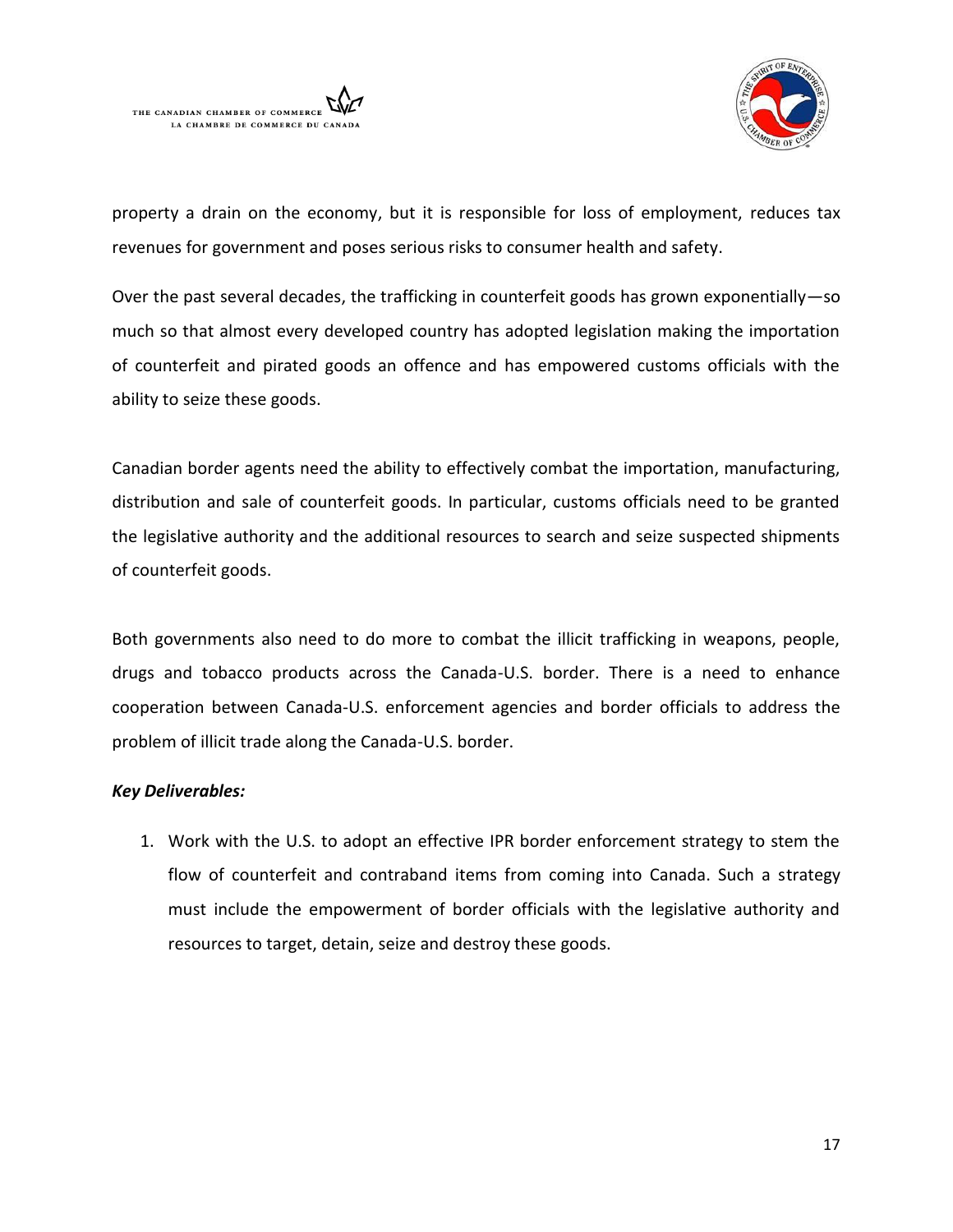property a drain on the economy, but it is responsible for loss of employment, reduces tax revenues for government and poses serious risks to consumer health and safety.

Over the past several decades, the trafficking in counterfeit goods has grown exponentially—so much so that almost every developed country has adopted legislation making the importation of counterfeit and pirated goods an offence and has empowered customs officials with the ability to seize these goods.

Canadian border agents need the ability to effectively combat the importation, manufacturing, distribution and sale of counterfeit goods. In particular, customs officials need to be granted the legislative authority and the additional resources to search and seize suspected shipments of counterfeit goods.

Both governments also need to do more to combat the illicit trafficking in weapons, people, drugs and tobacco products across the Canada-U.S. border. There is a need to enhance cooperation between Canada-U.S. enforcement agencies and border officials to address the problem of illicit trade along the Canada-U.S. border.

***Key Deliverables:***

1. Work with the U.S. to adopt an effective IPR border enforcement strategy to stem the flow of counterfeit and contraband items from coming into Canada. Such a strategy must include the empowerment of border officials with the legislative authority and resources to target, detain, seize and destroy these goods.